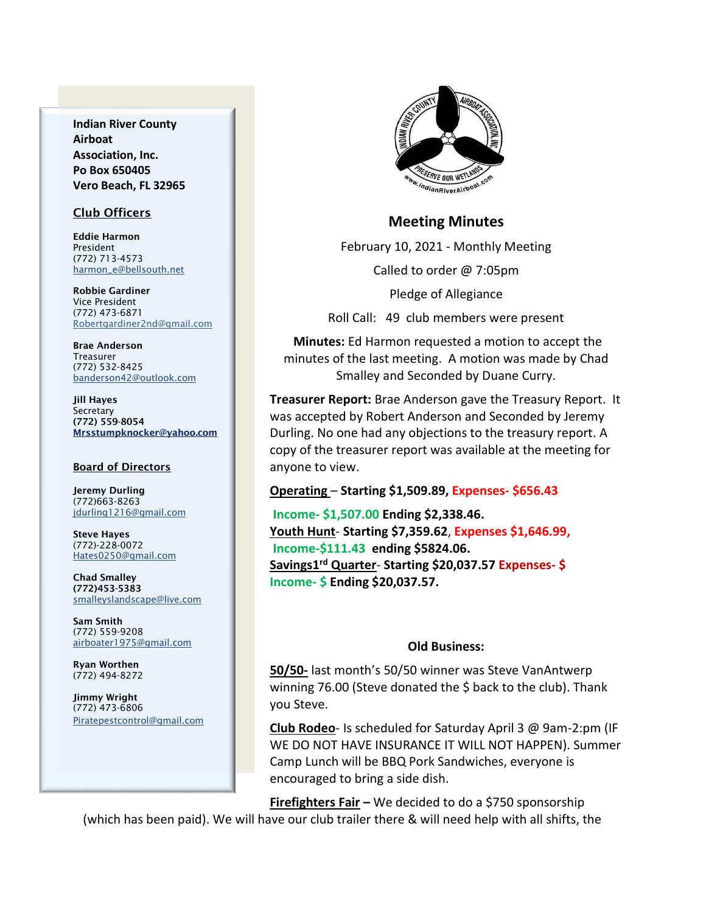**Indian River County Airboat Association, Inc.**
**Po Box 650405**
**Vero Beach, FL 32965**

## Club Officers

**Eddie Harmon**
President
(772) 713-4573
harmon_e@bellsouth.net

**Robbie Gardiner**
Vice President
(772) 473-6871
Robertgardiner2nd@gmail.com

**Brae Anderson**
Treasurer
(772) 532-8425
banderson42@outlook.com

**Jill Hayes**
Secretary
**(772) 559-8054**
**Mrsstumpknocker@yahoo.com**

## Board of Directors

**Jeremy Durling**
(772)663-8263
jdurling1216@gmail.com

**Steve Hayes**
(772)-228-0072
Hates0250@gmail.com

**Chad Smalley**
**(772)453-5383**
smalleyslandscape@live.com

**Sam Smith**
(772) 559-9208
airboater1975@gmail.com

**Ryan Worthen**
(772) 494-8272

**Jimmy Wright**
(772) 473-6806
Piratepestcontrol@gmail.com

# Meeting Minutes

February 10, 2021 - Monthly Meeting

Called to order @ 7:05pm

Pledge of Allegiance

Roll Call: 49 club members were present

**Minutes:** Ed Harmon requested a motion to accept the minutes of the last meeting. A motion was made by Chad Smalley and Seconded by Duane Curry.

**Treasurer Report:** Brae Anderson gave the Treasury Report. It was accepted by Robert Anderson and Seconded by Jeremy Durling. No one had any objections to the treasury report. A copy of the treasurer report was available at the meeting for anyone to view.

**Operating** – **Starting $1,509.89, Expenses- $656.43**

**Income- $1,507.00 Ending $2,338.46.**

**Youth Hunt- Starting $7,359.62, Expenses $1,646.99, Income-$111.43 ending $5824.06.**

**Savings1rd Quarter- Starting $20,037.57 Expenses- $ Income- $ Ending $20,037.57.**

## Old Business:

**50/50-** last month's 50/50 winner was Steve VanAntwerp winning 76.00 (Steve donated the $ back to the club). Thank you Steve.

**Club Rodeo**- Is scheduled for Saturday April 3 @ 9am-2:pm (IF WE DO NOT HAVE INSURANCE IT WILL NOT HAPPEN). Summer Camp Lunch will be BBQ Pork Sandwiches, everyone is encouraged to bring a side dish.

**Firefighters Fair –** We decided to do a $750 sponsorship (which has been paid). We will have our club trailer there & will need help with all shifts, the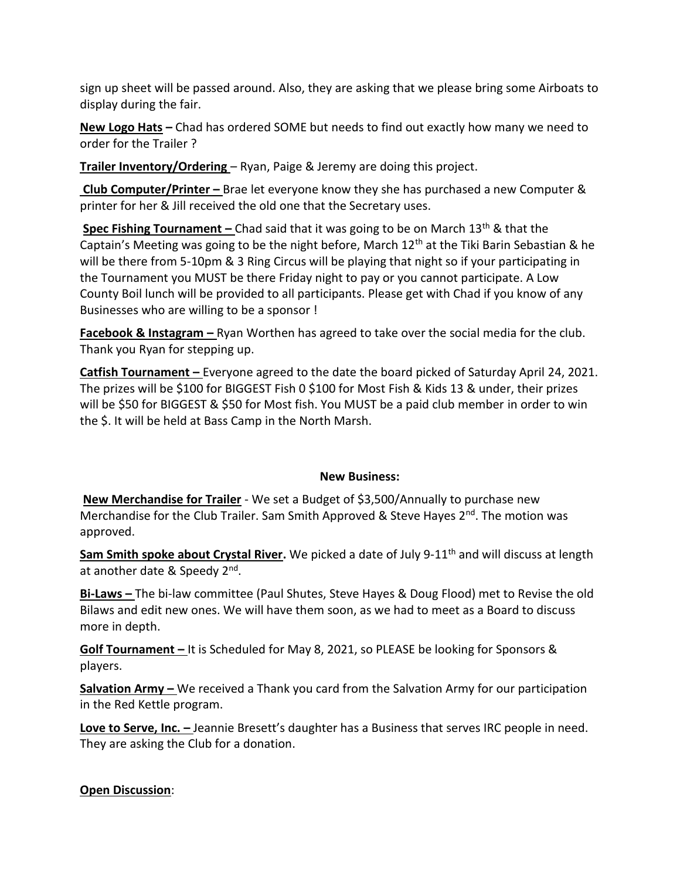sign up sheet will be passed around. Also, they are asking that we please bring some Airboats to display during the fair.

**New Logo Hats –** Chad has ordered SOME but needs to find out exactly how many we need to order for the Trailer ?

**Trailer Inventory/Ordering** – Ryan, Paige & Jeremy are doing this project.

**Club Computer/Printer –** Brae let everyone know they she has purchased a new Computer & printer for her & Jill received the old one that the Secretary uses.

**Spec Fishing Tournament –** Chad said that it was going to be on March 13th & that the Captain's Meeting was going to be the night before, March 12th at the Tiki Barin Sebastian & he will be there from 5-10pm & 3 Ring Circus will be playing that night so if your participating in the Tournament you MUST be there Friday night to pay or you cannot participate. A Low County Boil lunch will be provided to all participants. Please get with Chad if you know of any Businesses who are willing to be a sponsor !

**Facebook & Instagram –** Ryan Worthen has agreed to take over the social media for the club. Thank you Ryan for stepping up.

**Catfish Tournament –** Everyone agreed to the date the board picked of Saturday April 24, 2021. The prizes will be $100 for BIGGEST Fish 0 $100 for Most Fish & Kids 13 & under, their prizes will be $50 for BIGGEST & $50 for Most fish. You MUST be a paid club member in order to win the $. It will be held at Bass Camp in the North Marsh.

## New Business:

**New Merchandise for Trailer** - We set a Budget of $3,500/Annually to purchase new Merchandise for the Club Trailer. Sam Smith Approved & Steve Hayes 2nd. The motion was approved.

**Sam Smith spoke about Crystal River.** We picked a date of July 9-11th and will discuss at length at another date & Speedy 2nd.

**Bi-Laws –** The bi-law committee (Paul Shutes, Steve Hayes & Doug Flood) met to Revise the old Bilaws and edit new ones. We will have them soon, as we had to meet as a Board to discuss more in depth.

**Golf Tournament –** It is Scheduled for May 8, 2021, so PLEASE be looking for Sponsors & players.

**Salvation Army –** We received a Thank you card from the Salvation Army for our participation in the Red Kettle program.

**Love to Serve, Inc. –** Jeannie Bresett's daughter has a Business that serves IRC people in need. They are asking the Club for a donation.

**Open Discussion**: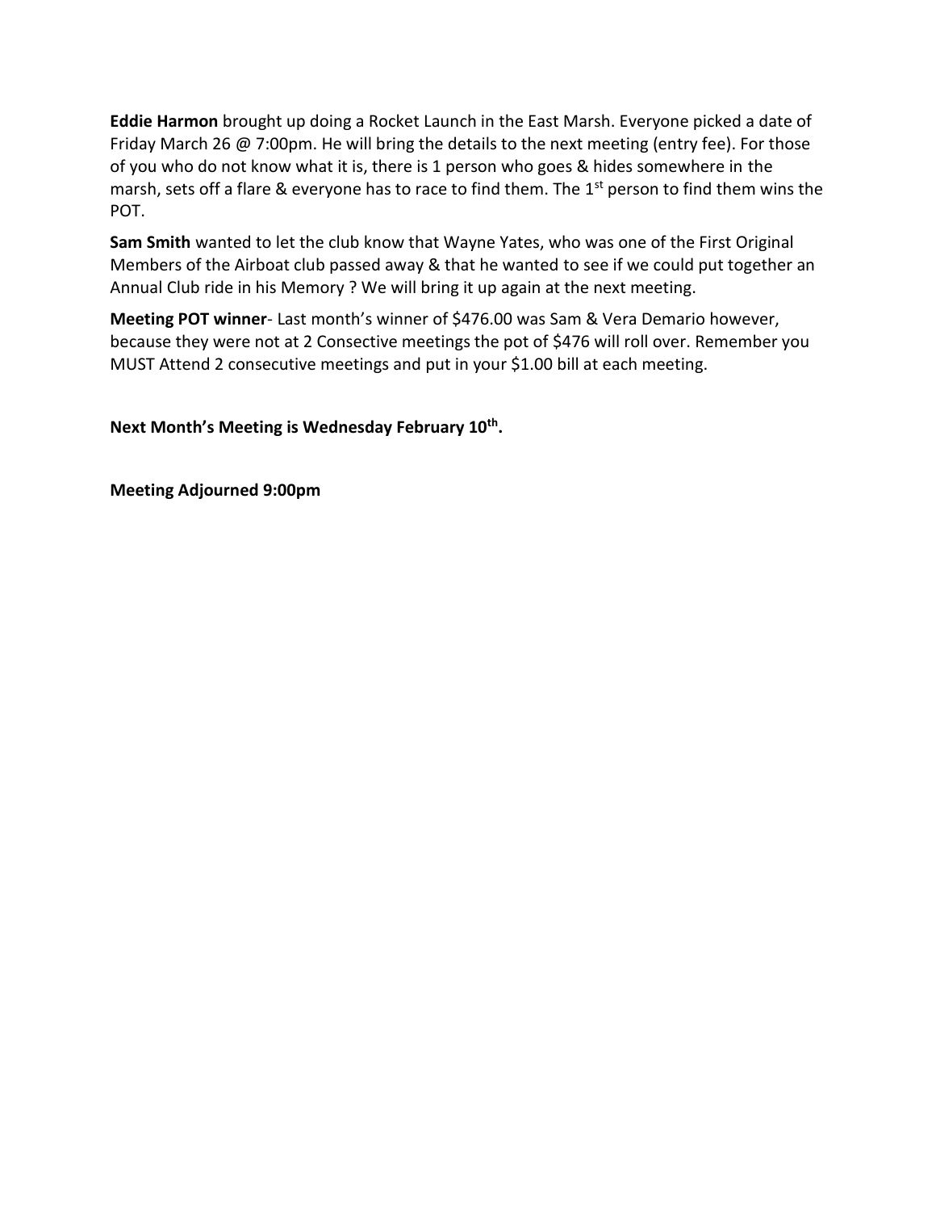**Eddie Harmon** brought up doing a Rocket Launch in the East Marsh. Everyone picked a date of Friday March 26 @ 7:00pm. He will bring the details to the next meeting (entry fee). For those of you who do not know what it is, there is 1 person who goes & hides somewhere in the marsh, sets off a flare & everyone has to race to find them. The 1st person to find them wins the POT.

**Sam Smith** wanted to let the club know that Wayne Yates, who was one of the First Original Members of the Airboat club passed away & that he wanted to see if we could put together an Annual Club ride in his Memory ? We will bring it up again at the next meeting.

**Meeting POT winner**- Last month's winner of $476.00 was Sam & Vera Demario however, because they were not at 2 Consective meetings the pot of $476 will roll over. Remember you MUST Attend 2 consecutive meetings and put in your $1.00 bill at each meeting.

**Next Month's Meeting is Wednesday February 10th.**

**Meeting Adjourned 9:00pm**